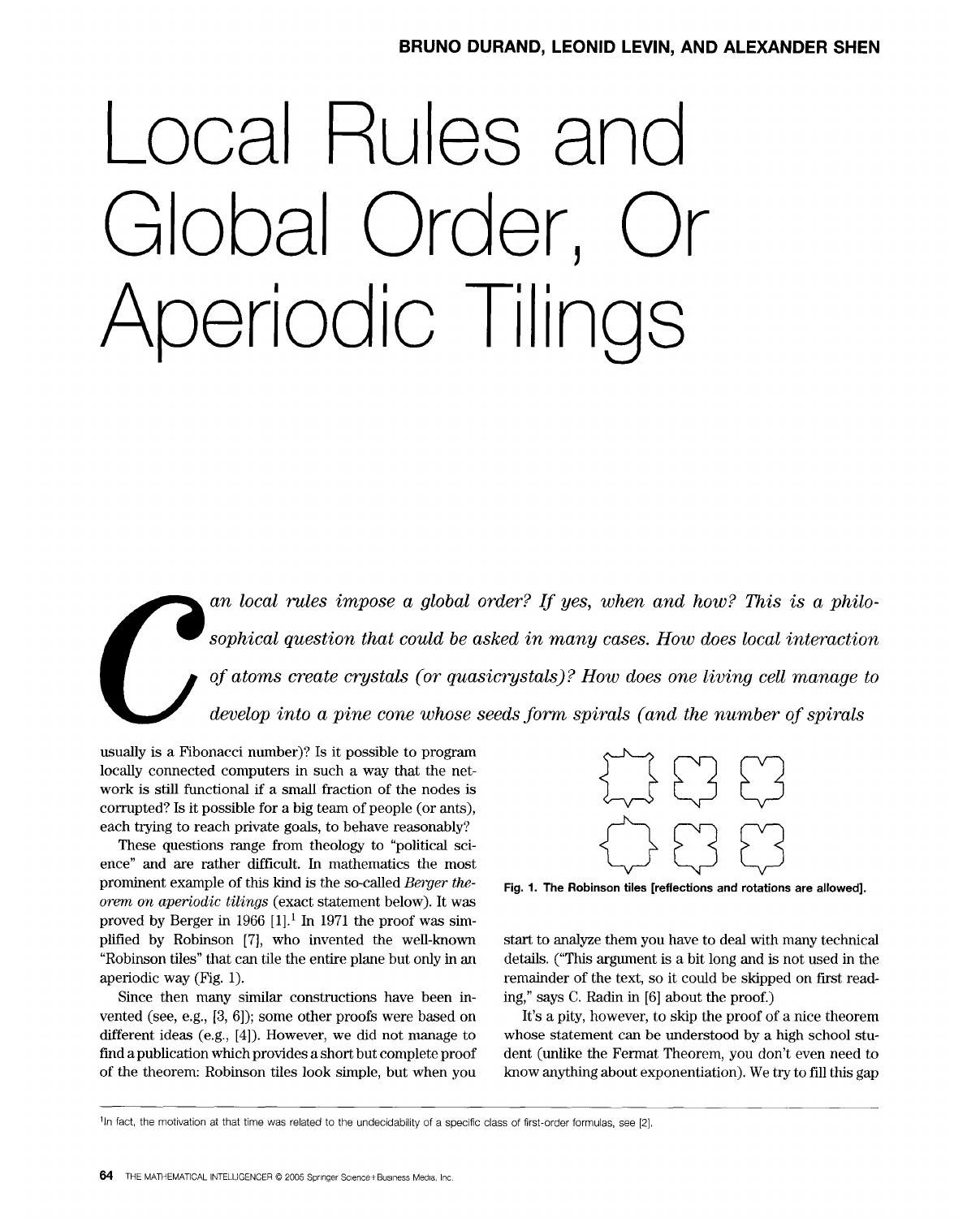**BRUNO DURAND, LEONID LEVIN, AND ALEXANDER SHEN**

# Local Rules and Global Order, Or Aperiodic Tilings

*Can local rules impose a global order? If yes, when and how? This is a philosophical question that could be asked in many cases. How does local interaction of atoms create crystals (or quasicrystals)? How does one living cell manage to develop into a pine cone whose seeds form spirals (and the number of spirals* usually is a Fibonacci number)? Is it possible to program locally connected computers in such a way that the network is still functional if a small fraction of the nodes is corrupted? Is it possible for a big team of people (or ants), each trying to reach private goals, to behave reasonably?

These questions range from theology to "political science" and are rather difficult. In mathematics the most prominent example of this kind is the so-called *Berger theorem on aperiodic tilings* (exact statement below). It was proved by Berger in 1966 [1].[1] In 1971 the proof was simplified by Robinson [7], who invented the well-known "Robinson tiles" that can tile the entire plane but only in an aperiodic way (Fig. 1).

Since then many similar constructions have been invented (see, e.g., [3, 6]); some other proofs were based on different ideas (e.g., [4]). However, we did not manage to find a publication which provides a short but complete proof of the theorem: Robinson tiles look simple, but when you start to analyze them you have to deal with many technical details. ("This argument is a bit long and is not used in the remainder of the text, so it could be skipped on first reading," says C. Radin in [6] about the proof.)

It's a pity, however, to skip the proof of a nice theorem whose statement can be understood by a high school student (unlike the Fermat Theorem, you don't even need to know anything about exponentiation). We try to fill this gap

**Fig. 1. The Robinson tiles [reflections and rotations are allowed].**

[1] In fact, the motivation at that time was related to the undecidability of a specific class of first-order formulas, see [2].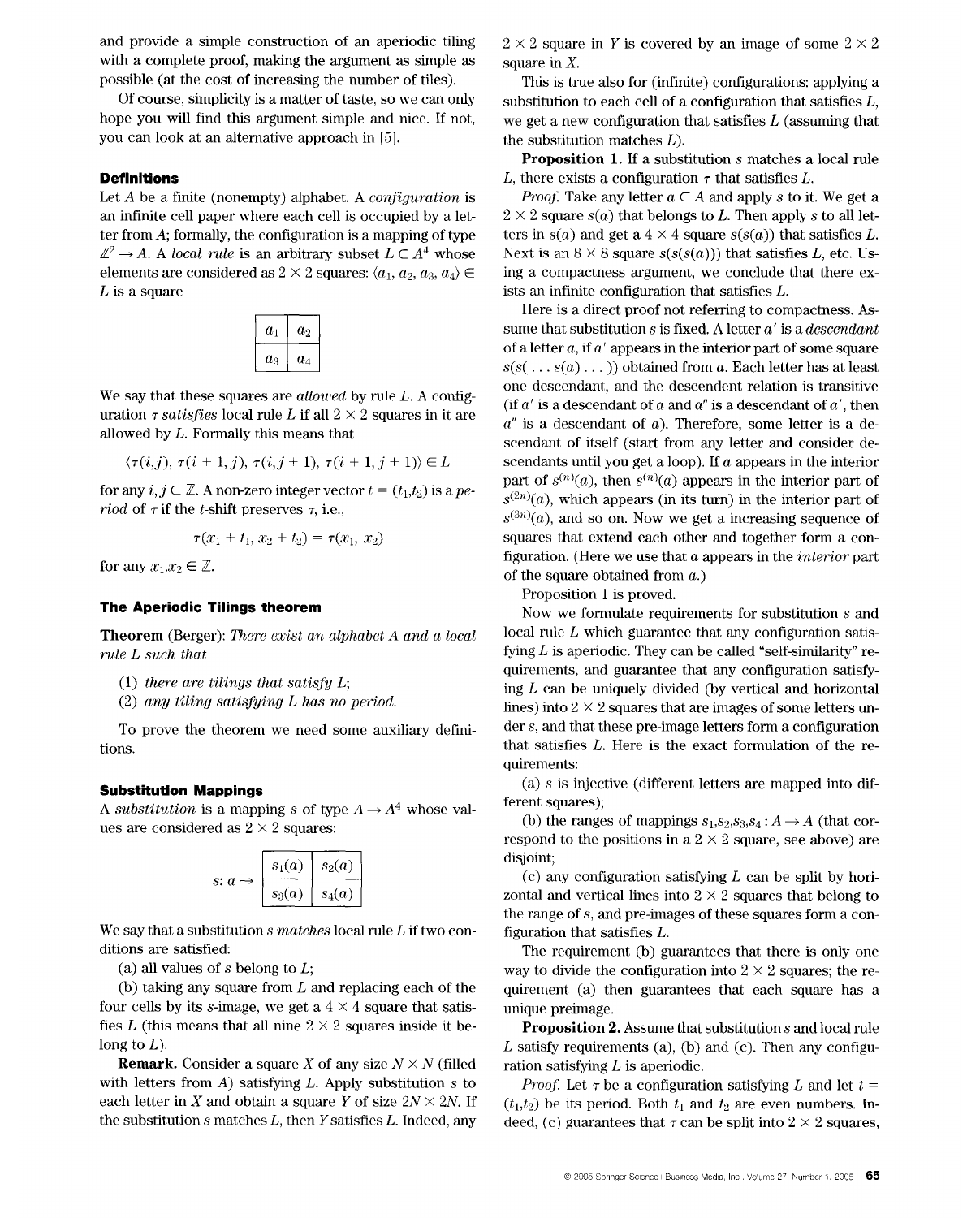and provide a simple construction of an aperiodic tiling with a complete proof, making the argument as simple as possible (at the cost of increasing the number of tiles).

Of course, simplicity is a matter of taste, so we can only hope you will find this argument simple and nice. If not, you can look at an alternative approach in [5].

### Definitions

Let $A$ be a finite (nonempty) alphabet. A *configuration* is an infinite cell paper where each cell is occupied by a letter from $A$; formally, the configuration is a mapping of type $\mathbb{Z}^2 \to A$. A *local rule* is an arbitrary subset $L \subset A^4$ whose elements are considered as $2 \times 2$ squares: $\langle a_1, a_2, a_3, a_4 \rangle \in L$ is a square

| | |
|---|---|
| $a_1$ | $a_2$ |
| $a_3$ | $a_4$ |

We say that these squares are *allowed* by rule $L$. A configuration $\tau$ *satisfies* local rule $L$ if all $2 \times 2$ squares in it are allowed by $L$. Formally this means that

$$\langle \tau(i,j),\ \tau(i+1,j),\ \tau(i,j+1),\ \tau(i+1,j+1) \rangle \in L$$

for any $i,j \in \mathbb{Z}$. A non-zero integer vector $t = (t_1,t_2)$ is a *period* of $\tau$ if the $t$-shift preserves $\tau$, i.e.,

$$\tau(x_1 + t_1,\ x_2 + t_2) = \tau(x_1,\ x_2)$$

for any $x_1,x_2 \in \mathbb{Z}$.

### The Aperiodic Tilings theorem

**Theorem** (Berger): *There exist an alphabet $A$ and a local rule $L$ such that*

(1) *there are tilings that satisfy $L$;*
(2) *any tiling satisfying $L$ has no period.*

To prove the theorem we need some auxiliary definitions.

### Substitution Mappings

A *substitution* is a mapping $s$ of type $A \to A^4$ whose values are considered as $2 \times 2$ squares:

$$s: a \mapsto \begin{array}{|c|c|}\hline s_1(a) & s_2(a) \\ \hline s_3(a) & s_4(a) \\ \hline\end{array}$$

We say that a substitution $s$ *matches* local rule $L$ if two conditions are satisfied:

(a) all values of $s$ belong to $L$;

(b) taking any square from $L$ and replacing each of the four cells by its $s$-image, we get a $4 \times 4$ square that satisfies $L$ (this means that all nine $2 \times 2$ squares inside it belong to $L$).

**Remark.** Consider a square $X$ of any size $N \times N$ (filled with letters from $A$) satisfying $L$. Apply substitution $s$ to each letter in $X$ and obtain a square $Y$ of size $2N \times 2N$. If the substitution $s$ matches $L$, then $Y$ satisfies $L$. Indeed, any $2 \times 2$ square in $Y$ is covered by an image of some $2 \times 2$ square in $X$.

This is true also for (infinite) configurations: applying a substitution to each cell of a configuration that satisfies $L$, we get a new configuration that satisfies $L$ (assuming that the substitution matches $L$).

**Proposition 1.** If a substitution $s$ matches a local rule $L$, there exists a configuration $\tau$ that satisfies $L$.

*Proof.* Take any letter $a \in A$ and apply $s$ to it. We get a $2 \times 2$ square $s(a)$ that belongs to $L$. Then apply $s$ to all letters in $s(a)$ and get a $4 \times 4$ square $s(s(a))$ that satisfies $L$. Next is an $8 \times 8$ square $s(s(s(a)))$ that satisfies $L$, etc. Using a compactness argument, we conclude that there exists an infinite configuration that satisfies $L$.

Here is a direct proof not referring to compactness. Assume that substitution $s$ is fixed. A letter $a'$ is a *descendant* of a letter $a$, if $a'$ appears in the interior part of some square $s(s(\ldots s(a) \ldots))$ obtained from $a$. Each letter has at least one descendant, and the descendent relation is transitive (if $a'$ is a descendant of $a$ and $a''$ is a descendant of $a'$, then $a''$ is a descendant of $a$). Therefore, some letter is a descendant of itself (start from any letter and consider descendants until you get a loop). If $a$ appears in the interior part of $s^{(n)}(a)$, then $s^{(n)}(a)$ appears in the interior part of $s^{(2n)}(a)$, which appears (in its turn) in the interior part of $s^{(3n)}(a)$, and so on. Now we get a increasing sequence of squares that extend each other and together form a configuration. (Here we use that $a$ appears in the *interior* part of the square obtained from $a$.)

Proposition 1 is proved.

Now we formulate requirements for substitution $s$ and local rule $L$ which guarantee that any configuration satisfying $L$ is aperiodic. They can be called "self-similarity" requirements, and guarantee that any configuration satisfying $L$ can be uniquely divided (by vertical and horizontal lines) into $2 \times 2$ squares that are images of some letters under $s$, and that these pre-image letters form a configuration that satisfies $L$. Here is the exact formulation of the requirements:

(a) $s$ is injective (different letters are mapped into different squares);

(b) the ranges of mappings $s_1,s_2,s_3,s_4 : A \to A$ (that correspond to the positions in a $2 \times 2$ square, see above) are disjoint;

(c) any configuration satisfying $L$ can be split by horizontal and vertical lines into $2 \times 2$ squares that belong to the range of $s$, and pre-images of these squares form a configuration that satisfies $L$.

The requirement (b) guarantees that there is only one way to divide the configuration into $2 \times 2$ squares; the requirement (a) then guarantees that each square has a unique preimage.

**Proposition 2.** Assume that substitution $s$ and local rule $L$ satisfy requirements (a), (b) and (c). Then any configuration satisfying $L$ is aperiodic.

*Proof.* Let $\tau$ be a configuration satisfying $L$ and let $t = (t_1,t_2)$ be its period. Both $t_1$ and $t_2$ are even numbers. Indeed, (c) guarantees that $\tau$ can be split into $2 \times 2$ squares,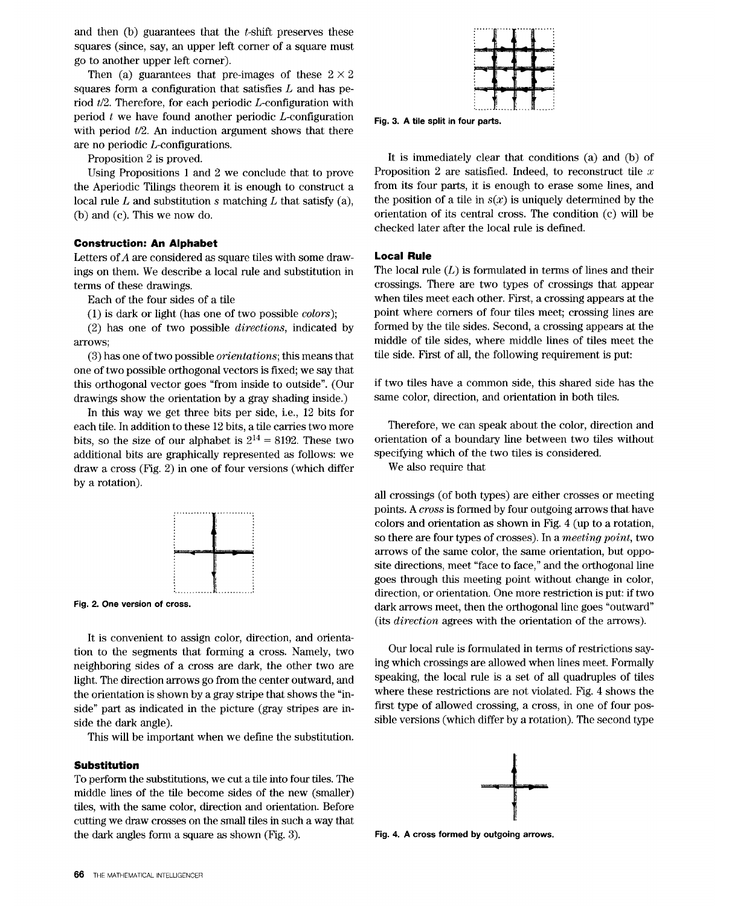and then (b) guarantees that the $t$-shift preserves these squares (since, say, an upper left corner of a square must go to another upper left corner).

Then (a) guarantees that pre-images of these $2 \times 2$ squares form a configuration that satisfies $L$ and has period $t/2$. Therefore, for each periodic $L$-configuration with period $t$ we have found another periodic $L$-configuration with period $t/2$. An induction argument shows that there are no periodic $L$-configurations.

Proposition 2 is proved.

Using Propositions 1 and 2 we conclude that to prove the Aperiodic Tilings theorem it is enough to construct a local rule $L$ and substitution $s$ matching $L$ that satisfy (a), (b) and (c). This we now do.

### Construction: An Alphabet

Letters of $A$ are considered as square tiles with some drawings on them. We describe a local rule and substitution in terms of these drawings.

Each of the four sides of a tile

(1) is dark or light (has one of two possible *colors*);

(2) has one of two possible *directions*, indicated by arrows;

(3) has one of two possible *orientations*; this means that one of two possible orthogonal vectors is fixed; we say that this orthogonal vector goes "from inside to outside". (Our drawings show the orientation by a gray shading inside.)

In this way we get three bits per side, i.e., 12 bits for each tile. In addition to these 12 bits, a tile carries two more bits, so the size of our alphabet is $2^{14} = 8192$. These two additional bits are graphically represented as follows: we draw a cross (Fig. 2) in one of four versions (which differ by a rotation).

**Fig. 2. One version of cross.**

It is convenient to assign color, direction, and orientation to the segments that forming a cross. Namely, two neighboring sides of a cross are dark, the other two are light. The direction arrows go from the center outward, and the orientation is shown by a gray stripe that shows the "inside" part as indicated in the picture (gray stripes are inside the dark angle).

This will be important when we define the substitution.

### Substitution

To perform the substitutions, we cut a tile into four tiles. The middle lines of the tile become sides of the new (smaller) tiles, with the same color, direction and orientation. Before cutting we draw crosses on the small tiles in such a way that the dark angles form a square as shown (Fig. 3).

**Fig. 3. A tile split in four parts.**

It is immediately clear that conditions (a) and (b) of Proposition 2 are satisfied. Indeed, to reconstruct tile $x$ from its four parts, it is enough to erase some lines, and the position of a tile in $s(x)$ is uniquely determined by the orientation of its central cross. The condition (c) will be checked later after the local rule is defined.

### Local Rule

The local rule ($L$) is formulated in terms of lines and their crossings. There are two types of crossings that appear when tiles meet each other. First, a crossing appears at the point where corners of four tiles meet; crossing lines are formed by the tile sides. Second, a crossing appears at the middle of tile sides, where middle lines of tiles meet the tile side. First of all, the following requirement is put:

if two tiles have a common side, this shared side has the same color, direction, and orientation in both tiles.

Therefore, we can speak about the color, direction and orientation of a boundary line between two tiles without specifying which of the two tiles is considered.

We also require that

all crossings (of both types) are either crosses or meeting points. A *cross* is formed by four outgoing arrows that have colors and orientation as shown in Fig. 4 (up to a rotation, so there are four types of crosses). In a *meeting point*, two arrows of the same color, the same orientation, but opposite directions, meet "face to face," and the orthogonal line goes through this meeting point without change in color, direction, or orientation. One more restriction is put: if two dark arrows meet, then the orthogonal line goes "outward" (its *direction* agrees with the orientation of the arrows).

Our local rule is formulated in terms of restrictions saying which crossings are allowed when lines meet. Formally speaking, the local rule is a set of all quadruples of tiles where these restrictions are not violated. Fig. 4 shows the first type of allowed crossing, a cross, in one of four possible versions (which differ by a rotation). The second type

**Fig. 4. A cross formed by outgoing arrows.**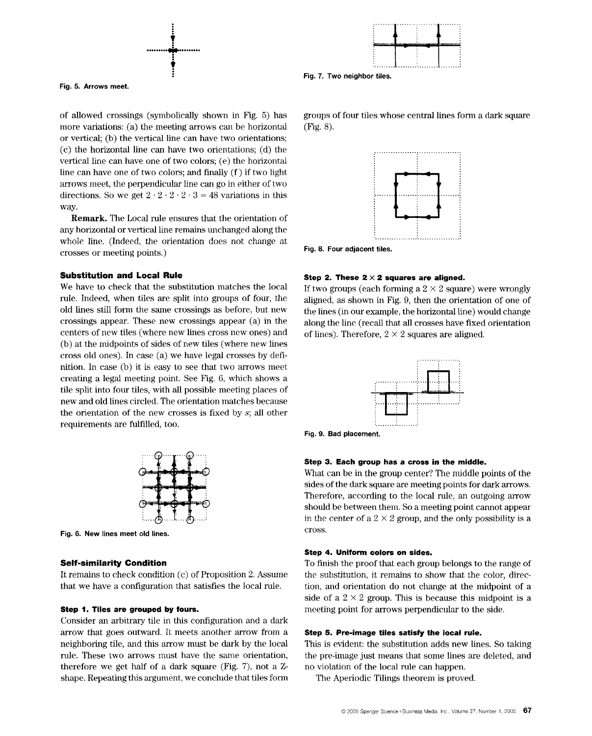Fig. 5. Arrows meet.

of allowed crossings (symbolically shown in Fig. 5) has more variations: (a) the meeting arrows can be horizontal or vertical; (b) the vertical line can have two orientations; (c) the horizontal line can have two orientations; (d) the vertical line can have one of two colors; (e) the horizontal line can have one of two colors; and finally (f) if two light arrows meet, the perpendicular line can go in either of two directions. So we get $2 \cdot 2 \cdot 2 \cdot 2 \cdot 3 = 48$ variations in this way.

**Remark.** The Local rule ensures that the orientation of any horizontal or vertical line remains unchanged along the whole line. (Indeed, the orientation does not change at crosses or meeting points.)

### Substitution and Local Rule

We have to check that the substitution matches the local rule. Indeed, when tiles are split into groups of four, the old lines still form the same crossings as before, but new crossings appear. These new crossings appear (a) in the centers of new tiles (where new lines cross new ones) and (b) at the midpoints of sides of new tiles (where new lines cross old ones). In case (a) we have legal crosses by definition. In case (b) it is easy to see that two arrows meet creating a legal meeting point. See Fig. 6, which shows a tile split into four tiles, with all possible meeting places of new and old lines circled. The orientation matches because the orientation of the new crosses is fixed by $s$; all other requirements are fulfilled, too.

Fig. 6. New lines meet old lines.

### Self-similarity Condition

It remains to check condition (c) of Proposition 2. Assume that we have a configuration that satisfies the local rule.

#### Step 1. Tiles are grouped by fours.

Consider an arbitrary tile in this configuration and a dark arrow that goes outward. It meets another arrow from a neighboring tile, and this arrow must be dark by the local rule. These two arrows must have the same orientation, therefore we get half of a dark square (Fig. 7), not a Z-shape. Repeating this argument, we conclude that tiles form groups of four tiles whose central lines form a dark square (Fig. 8).

Fig. 7. Two neighbor tiles.

Fig. 8. Four adjacent tiles.

#### Step 2. These $2 \times 2$ squares are aligned.

If two groups (each forming a $2 \times 2$ square) were wrongly aligned, as shown in Fig. 9, then the orientation of one of the lines (in our example, the horizontal line) would change along the line (recall that all crosses have fixed orientation of lines). Therefore, $2 \times 2$ squares are aligned.

Fig. 9. Bad placement.

#### Step 3. Each group has a cross in the middle.

What can be in the group center? The middle points of the sides of the dark square are meeting points for dark arrows. Therefore, according to the local rule, an outgoing arrow should be between them. So a meeting point cannot appear in the center of a $2 \times 2$ group, and the only possibility is a cross.

#### Step 4. Uniform colors on sides.

To finish the proof that each group belongs to the range of the substitution, it remains to show that the color, direction, and orientation do not change at the midpoint of a side of a $2 \times 2$ group. This is because this midpoint is a meeting point for arrows perpendicular to the side.

#### Step 5. Pre-image tiles satisfy the local rule.

This is evident: the substitution adds new lines. So taking the pre-image just means that some lines are deleted, and no violation of the local rule can happen.

The Aperiodic Tilings theorem is proved.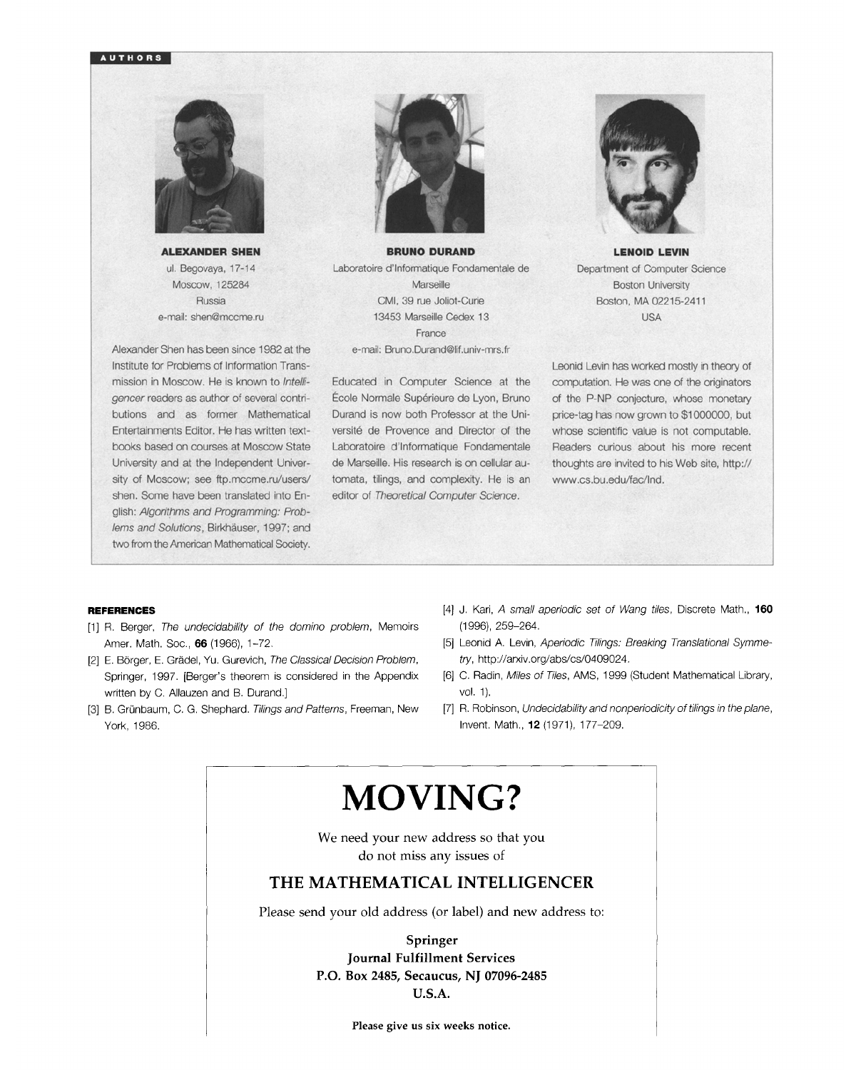AUTHORS

**ALEXANDER SHEN**
ul. Begovaya, 17-14
Moscow, 125284
Russia
e-mail: shen@mccme.ru

Alexander Shen has been since 1982 at the Institute for Problems of Information Transmission in Moscow. He is known to *Intelligencer* readers as author of several contributions and as former Mathematical Entertainments Editor. He has written textbooks based on courses at Moscow State University and at the Independent University of Moscow; see ftp.mccme.ru/users/shen. Some have been translated into English: *Algorithms and Programming: Problems and Solutions*, Birkhäuser, 1997; and two from the American Mathematical Society.

**BRUNO DURAND**
Laboratoire d'Informatique Fondamentale de Marseille
CMI, 39 rue Joliot-Curie
13453 Marseille Cedex 13
France
e-mail: Bruno.Durand@lif.univ-mrs.fr

Educated in Computer Science at the École Normale Supérieure de Lyon, Bruno Durand is now both Professor at the Université de Provence and Director of the Laboratoire d'Informatique Fondamentale de Marseille. His research is on cellular automata, tilings, and complexity. He is an editor of *Theoretical Computer Science*.

**LENOID LEVIN**
Department of Computer Science
Boston University
Boston, MA 02215-2411
USA

Leonid Levin has worked mostly in theory of computation. He was one of the originators of the P-NP conjecture, whose monetary price-tag has now grown to $1000000, but whose scientific value is not computable. Readers curious about his more recent thoughts are invited to his Web site, http://www.cs.bu.edu/fac/lnd.

**REFERENCES**

[1] R. Berger, *The undecidability of the domino problem*, Memoirs Amer. Math. Soc., **66** (1966), 1–72.

[2] E. Börger, E. Grädel, Yu. Gurevich, *The Classical Decision Problem*, Springer, 1997. [Berger's theorem is considered in the Appendix written by C. Allauzen and B. Durand.]

[3] B. Grünbaum, C. G. Shephard. *Tilings and Patterns*, Freeman, New York, 1986.

[4] J. Kari, *A small aperiodic set of Wang tiles*, Discrete Math., **160** (1996), 259–264.

[5] Leonid A. Levin, *Aperiodic Tilings: Breaking Translational Symmetry*, http://arxiv.org/abs/cs/0409024.

[6] C. Radin, *Miles of Tiles*, AMS, 1999 (Student Mathematical Library, vol. 1).

[7] R. Robinson, *Undecidability and nonperiodicity of tilings in the plane*, Invent. Math., **12** (1971), 177–209.

# MOVING?

We need your new address so that you do not miss any issues of

**THE MATHEMATICAL INTELLIGENCER**

Please send your old address (or label) and new address to:

**Springer**
**Journal Fulfillment Services**
**P.O. Box 2485, Secaucus, NJ 07096-2485**
**U.S.A.**

**Please give us six weeks notice.**